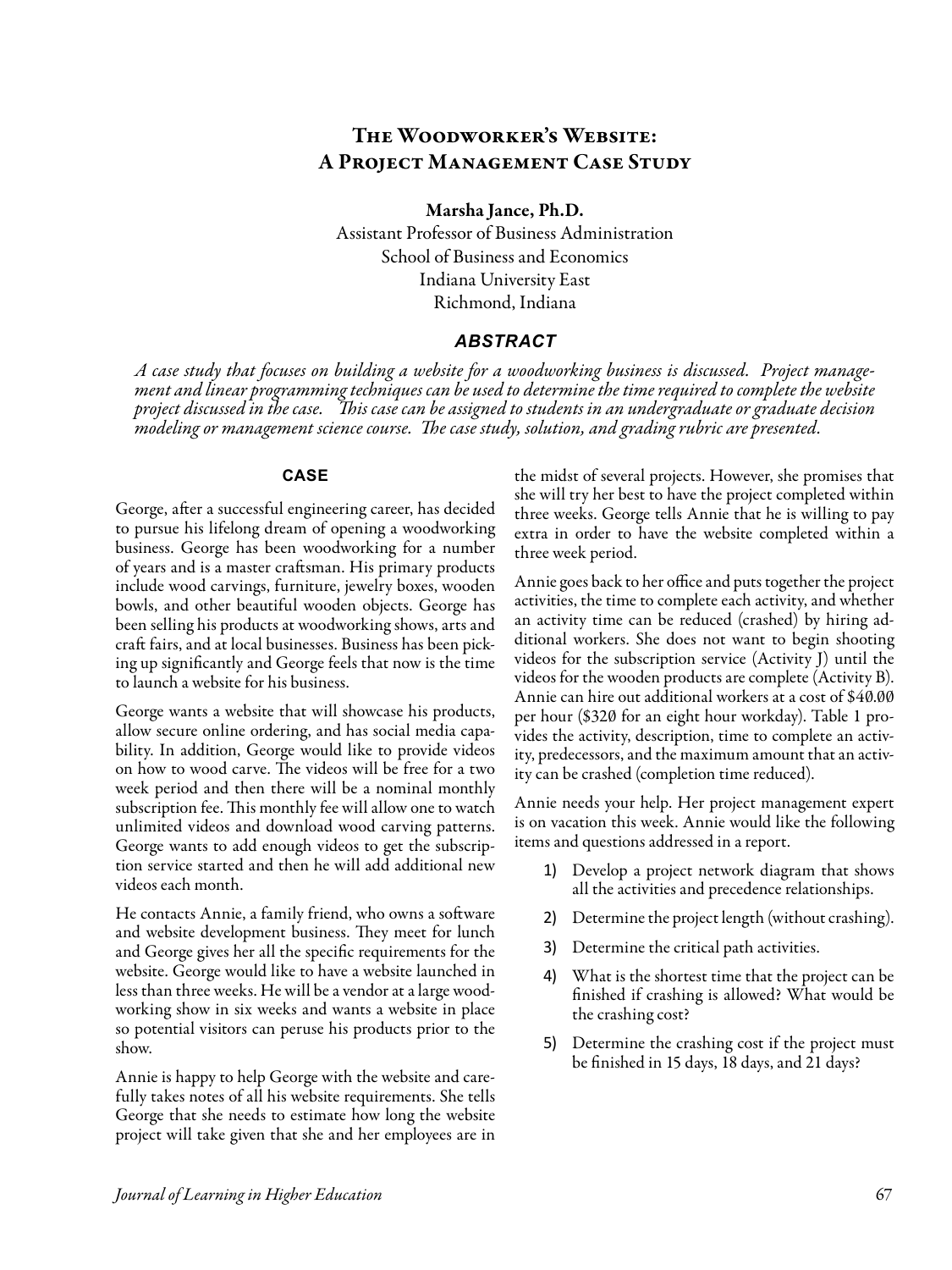# The Woodworker's Website: A Project Management Case Study

**Marsha Jance, Ph.D.**
Assistant Professor of Business Administration
School of Business and Economics
Indiana University East
Richmond, Indiana

## ABSTRACT

*A case study that focuses on building a website for a woodworking business is discussed. Project management and linear programming techniques can be used to determine the time required to complete the website project discussed in the case. This case can be assigned to students in an undergraduate or graduate decision modeling or management science course. The case study, solution, and grading rubric are presented.*

## CASE

George, after a successful engineering career, has decided to pursue his lifelong dream of opening a woodworking business. George has been woodworking for a number of years and is a master craftsman. His primary products include wood carvings, furniture, jewelry boxes, wooden bowls, and other beautiful wooden objects. George has been selling his products at woodworking shows, arts and craft fairs, and at local businesses. Business has been picking up significantly and George feels that now is the time to launch a website for his business.

George wants a website that will showcase his products, allow secure online ordering, and has social media capability. In addition, George would like to provide videos on how to wood carve. The videos will be free for a two week period and then there will be a nominal monthly subscription fee. This monthly fee will allow one to watch unlimited videos and download wood carving patterns. George wants to add enough videos to get the subscription service started and then he will add additional new videos each month.

He contacts Annie, a family friend, who owns a software and website development business. They meet for lunch and George gives her all the specific requirements for the website. George would like to have a website launched in less than three weeks. He will be a vendor at a large woodworking show in six weeks and wants a website in place so potential visitors can peruse his products prior to the show.

Annie is happy to help George with the website and carefully takes notes of all his website requirements. She tells George that she needs to estimate how long the website project will take given that she and her employees are in the midst of several projects. However, she promises that she will try her best to have the project completed within three weeks. George tells Annie that he is willing to pay extra in order to have the website completed within a three week period.

Annie goes back to her office and puts together the project activities, the time to complete each activity, and whether an activity time can be reduced (crashed) by hiring additional workers. She does not want to begin shooting videos for the subscription service (Activity J) until the videos for the wooden products are complete (Activity B). Annie can hire out additional workers at a cost of $40.00 per hour ($320 for an eight hour workday). Table 1 provides the activity, description, time to complete an activity, predecessors, and the maximum amount that an activity can be crashed (completion time reduced).

Annie needs your help. Her project management expert is on vacation this week. Annie would like the following items and questions addressed in a report.

1) Develop a project network diagram that shows all the activities and precedence relationships.
2) Determine the project length (without crashing).
3) Determine the critical path activities.
4) What is the shortest time that the project can be finished if crashing is allowed? What would be the crashing cost?
5) Determine the crashing cost if the project must be finished in 15 days, 18 days, and 21 days?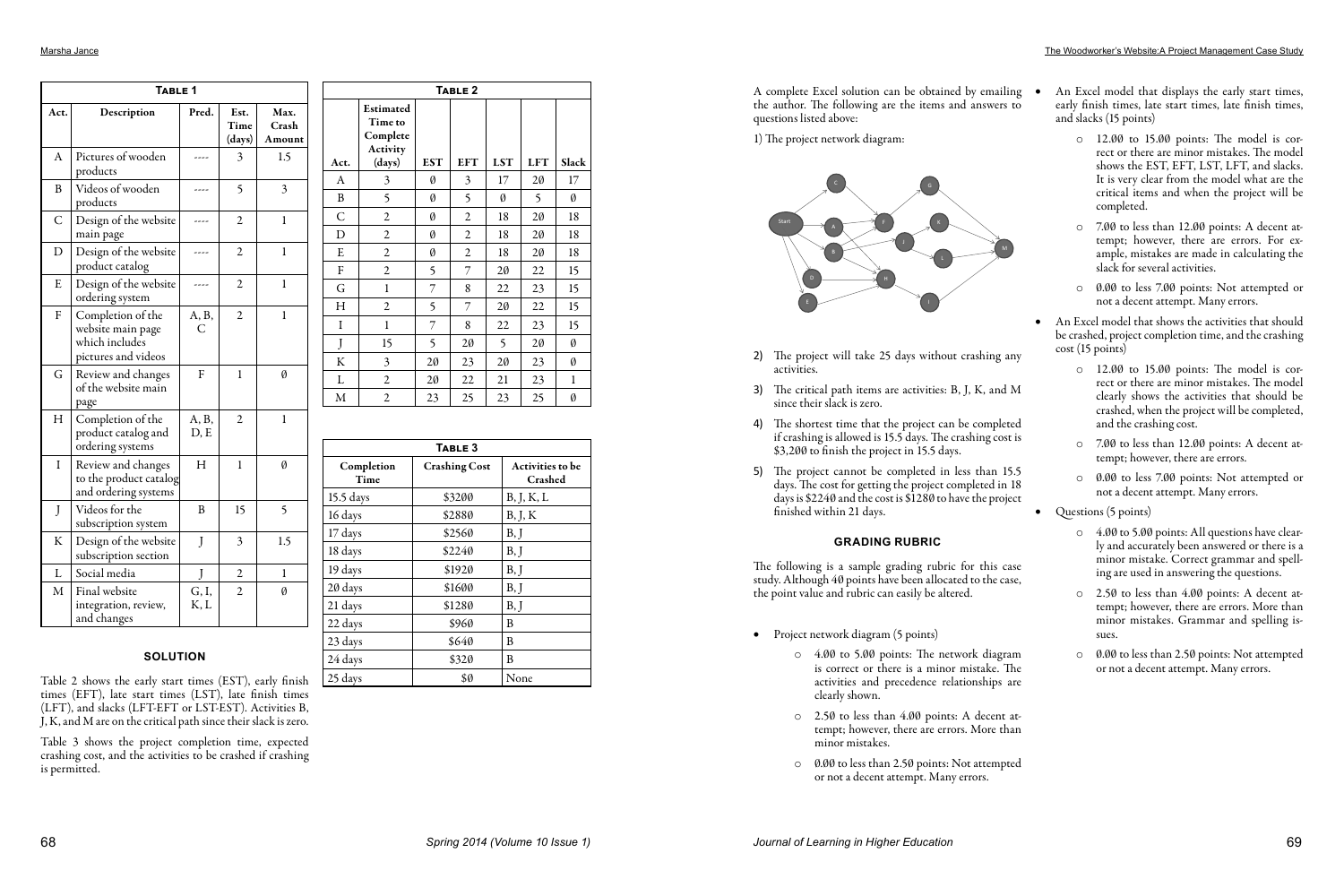| **Table 1** | | | | |
|---|---|---|---|---|
| Act. | Description | Pred. | Est. Time (days) | Max. Crash Amount |
| A | Pictures of wooden products | ---- | 3 | 1.5 |
| B | Videos of wooden products | ---- | 5 | 3 |
| C | Design of the website main page | ---- | 2 | 1 |
| D | Design of the website product catalog | ---- | 2 | 1 |
| E | Design of the website ordering system | ---- | 2 | 1 |
| F | Completion of the website main page which includes pictures and videos | A, B, C | 2 | 1 |
| G | Review and changes of the website main page | F | 1 | 0 |
| H | Completion of the product catalog and ordering systems | A, B, D, E | 2 | 1 |
| I | Review and changes to the product catalog and ordering systems | H | 1 | 0 |
| J | Videos for the subscription system | B | 15 | 5 |
| K | Design of the website subscription section | J | 3 | 1.5 |
| L | Social media | J | 2 | 1 |
| M | Final website integration, review, and changes | G, I, K, L | 2 | 0 |

### SOLUTION

Table 2 shows the early start times (EST), early finish times (EFT), late start times (LST), late finish times (LFT), and slacks (LFT-EFT or LST-EST). Activities B, J, K, and M are on the critical path since their slack is zero.

Table 3 shows the project completion time, expected crashing cost, and the activities to be crashed if crashing is permitted.

| **Table 2** | | | | | | |
|---|---|---|---|---|---|---|
| Act. | Estimated Time to Complete Activity (days) | EST | EFT | LST | LFT | Slack |
| A | 3 | 0 | 3 | 17 | 20 | 17 |
| B | 5 | 0 | 5 | 0 | 5 | 0 |
| C | 2 | 0 | 2 | 18 | 20 | 18 |
| D | 2 | 0 | 2 | 18 | 20 | 18 |
| E | 2 | 0 | 2 | 18 | 20 | 18 |
| F | 2 | 5 | 7 | 20 | 22 | 15 |
| G | 1 | 7 | 8 | 22 | 23 | 15 |
| H | 2 | 5 | 7 | 20 | 22 | 15 |
| I | 1 | 7 | 8 | 22 | 23 | 15 |
| J | 15 | 5 | 20 | 5 | 20 | 0 |
| K | 3 | 20 | 23 | 20 | 23 | 0 |
| L | 2 | 20 | 22 | 21 | 23 | 1 |
| M | 2 | 23 | 25 | 23 | 25 | 0 |

| **Table 3** | | |
|---|---|---|
| Completion Time | Crashing Cost | Activities to be Crashed |
| 15.5 days | $3200 | B, J, K, L |
| 16 days | $2880 | B, J, K |
| 17 days | $2560 | B, J |
| 18 days | $2240 | B, J |
| 19 days | $1920 | B, J |
| 20 days | $1600 | B, J |
| 21 days | $1280 | B, J |
| 22 days | $960 | B |
| 23 days | $640 | B |
| 24 days | $320 | B |
| 25 days | $0 | None |

A complete Excel solution can be obtained by emailing the author. The following are the items and answers to questions listed above:

1) The project network diagram:

Start
C
A
B
D
E
F
I
H
G
K
L
J
M

2) The project will take 25 days without crashing any activities.

3) The critical path items are activities: B, J, K, and M since their slack is zero.

4) The shortest time that the project can be completed if crashing is allowed is 15.5 days. The crashing cost is $3,200 to finish the project in 15.5 days.

5) The project cannot be completed in less than 15.5 days. The cost for getting the project completed in 18 days is $2240 and the cost is $1280 to have the project finished within 21 days.

### GRADING RUBRIC

The following is a sample grading rubric for this case study. Although 40 points have been allocated to the case, the point value and rubric can easily be altered.

- Project network diagram (5 points)
  - 4.00 to 5.00 points: The network diagram is correct or there is a minor mistake. The activities and precedence relationships are clearly shown.
  - 2.50 to less than 4.00 points: A decent attempt; however, there are errors. More than minor mistakes.
  - 0.00 to less than 2.50 points: Not attempted or not a decent attempt. Many errors.
- An Excel model that displays the early start times, early finish times, late start times, late finish times, and slacks (15 points)
  - 12.00 to 15.00 points: The model is correct or there are minor mistakes. The model shows the EST, EFT, LST, LFT, and slacks. It is very clear from the model what are the critical items and when the project will be completed.
  - 7.00 to less than 12.00 points: A decent attempt; however, there are errors. For example, mistakes are made in calculating the slack for several activities.
  - 0.00 to less 7.00 points: Not attempted or not a decent attempt. Many errors.
- An Excel model that shows the activities that should be crashed, project completion time, and the crashing cost (15 points)
  - 12.00 to 15.00 points: The model is correct or there are minor mistakes. The model clearly shows the activities that should be crashed, when the project will be completed, and the crashing cost.
  - 7.00 to less than 12.00 points: A decent attempt; however, there are errors.
  - 0.00 to less 7.00 points: Not attempted or not a decent attempt. Many errors.
- Questions (5 points)
  - 4.00 to 5.00 points: All questions have clearly and accurately been answered or there is a minor mistake. Correct grammar and spelling are used in answering the questions.
  - 2.50 to less than 4.00 points: A decent attempt; however, there are errors. More than minor mistakes. Grammar and spelling issues.
  - 0.00 to less than 2.50 points: Not attempted or not a decent attempt. Many errors.